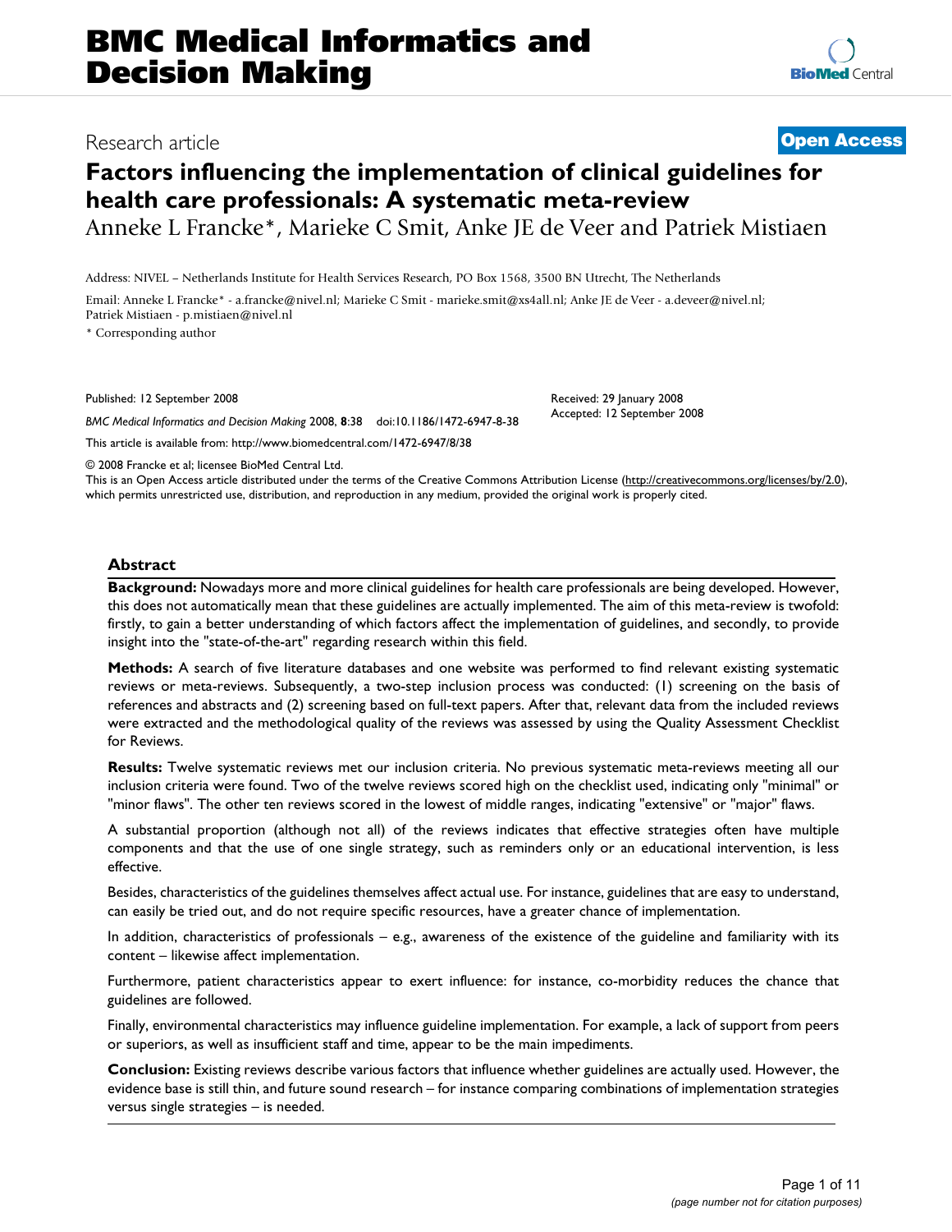# Factors influencing the implementation of clinical guidelines for health care professionals: A systematic meta-review

Research article

**Open Access**

Anneke L Francke*, Marieke C Smit, Anke JE de Veer and Patriek Mistiaen

Address: NIVEL – Netherlands Institute for Health Services Research, PO Box 1568, 3500 BN Utrecht, The Netherlands

Email: Anneke L Francke* - a.francke@nivel.nl; Marieke C Smit - marieke.smit@xs4all.nl; Anke JE de Veer - a.deveer@nivel.nl; Patriek Mistiaen - p.mistiaen@nivel.nl

\* Corresponding author

Published: 12 September 2008

*BMC Medical Informatics and Decision Making* 2008, **8**:38 doi:10.1186/1472-6947-8-38

Received: 29 January 2008
Accepted: 12 September 2008

This article is available from: http://www.biomedcentral.com/1472-6947/8/38

© 2008 Francke et al; licensee BioMed Central Ltd.
This is an Open Access article distributed under the terms of the Creative Commons Attribution License (http://creativecommons.org/licenses/by/2.0), which permits unrestricted use, distribution, and reproduction in any medium, provided the original work is properly cited.

## Abstract

**Background:** Nowadays more and more clinical guidelines for health care professionals are being developed. However, this does not automatically mean that these guidelines are actually implemented. The aim of this meta-review is twofold: firstly, to gain a better understanding of which factors affect the implementation of guidelines, and secondly, to provide insight into the "state-of-the-art" regarding research within this field.

**Methods:** A search of five literature databases and one website was performed to find relevant existing systematic reviews or meta-reviews. Subsequently, a two-step inclusion process was conducted: (1) screening on the basis of references and abstracts and (2) screening based on full-text papers. After that, relevant data from the included reviews were extracted and the methodological quality of the reviews was assessed by using the Quality Assessment Checklist for Reviews.

**Results:** Twelve systematic reviews met our inclusion criteria. No previous systematic meta-reviews meeting all our inclusion criteria were found. Two of the twelve reviews scored high on the checklist used, indicating only "minimal" or "minor flaws". The other ten reviews scored in the lowest of middle ranges, indicating "extensive" or "major" flaws.

A substantial proportion (although not all) of the reviews indicates that effective strategies often have multiple components and that the use of one single strategy, such as reminders only or an educational intervention, is less effective.

Besides, characteristics of the guidelines themselves affect actual use. For instance, guidelines that are easy to understand, can easily be tried out, and do not require specific resources, have a greater chance of implementation.

In addition, characteristics of professionals – e.g., awareness of the existence of the guideline and familiarity with its content – likewise affect implementation.

Furthermore, patient characteristics appear to exert influence: for instance, co-morbidity reduces the chance that guidelines are followed.

Finally, environmental characteristics may influence guideline implementation. For example, a lack of support from peers or superiors, as well as insufficient staff and time, appear to be the main impediments.

**Conclusion:** Existing reviews describe various factors that influence whether guidelines are actually used. However, the evidence base is still thin, and future sound research – for instance comparing combinations of implementation strategies versus single strategies – is needed.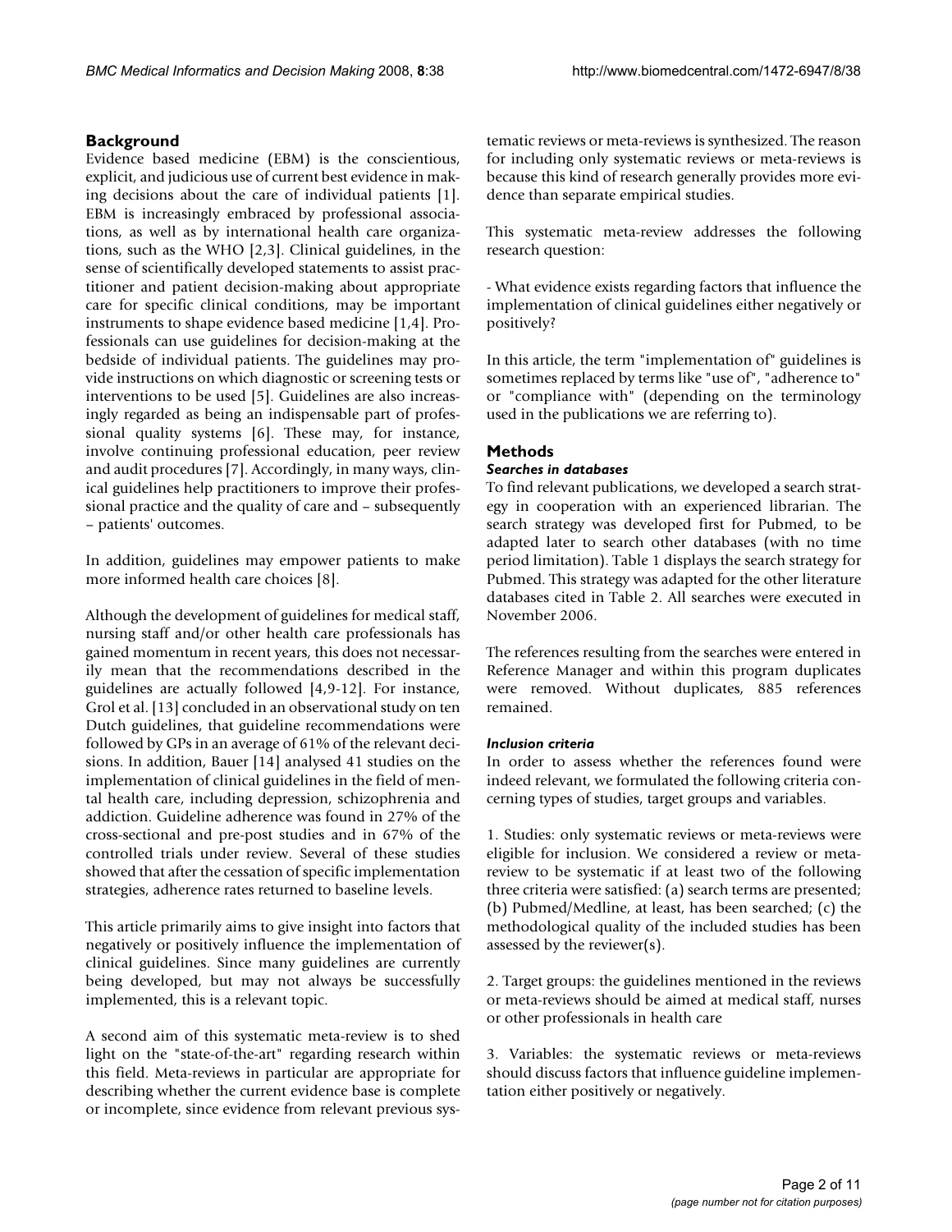## Background

Evidence based medicine (EBM) is the conscientious, explicit, and judicious use of current best evidence in making decisions about the care of individual patients [1]. EBM is increasingly embraced by professional associations, as well as by international health care organizations, such as the WHO [2,3]. Clinical guidelines, in the sense of scientifically developed statements to assist practitioner and patient decision-making about appropriate care for specific clinical conditions, may be important instruments to shape evidence based medicine [1,4]. Professionals can use guidelines for decision-making at the bedside of individual patients. The guidelines may provide instructions on which diagnostic or screening tests or interventions to be used [5]. Guidelines are also increasingly regarded as being an indispensable part of professional quality systems [6]. These may, for instance, involve continuing professional education, peer review and audit procedures [7]. Accordingly, in many ways, clinical guidelines help practitioners to improve their professional practice and the quality of care and – subsequently – patients' outcomes.

In addition, guidelines may empower patients to make more informed health care choices [8].

Although the development of guidelines for medical staff, nursing staff and/or other health care professionals has gained momentum in recent years, this does not necessarily mean that the recommendations described in the guidelines are actually followed [4,9-12]. For instance, Grol et al. [13] concluded in an observational study on ten Dutch guidelines, that guideline recommendations were followed by GPs in an average of 61% of the relevant decisions. In addition, Bauer [14] analysed 41 studies on the implementation of clinical guidelines in the field of mental health care, including depression, schizophrenia and addiction. Guideline adherence was found in 27% of the cross-sectional and pre-post studies and in 67% of the controlled trials under review. Several of these studies showed that after the cessation of specific implementation strategies, adherence rates returned to baseline levels.

This article primarily aims to give insight into factors that negatively or positively influence the implementation of clinical guidelines. Since many guidelines are currently being developed, but may not always be successfully implemented, this is a relevant topic.

A second aim of this systematic meta-review is to shed light on the "state-of-the-art" regarding research within this field. Meta-reviews in particular are appropriate for describing whether the current evidence base is complete or incomplete, since evidence from relevant previous systematic reviews or meta-reviews is synthesized. The reason for including only systematic reviews or meta-reviews is because this kind of research generally provides more evidence than separate empirical studies.

This systematic meta-review addresses the following research question:

- What evidence exists regarding factors that influence the implementation of clinical guidelines either negatively or positively?

In this article, the term "implementation of" guidelines is sometimes replaced by terms like "use of", "adherence to" or "compliance with" (depending on the terminology used in the publications we are referring to).

## Methods

### *Searches in databases*

To find relevant publications, we developed a search strategy in cooperation with an experienced librarian. The search strategy was developed first for Pubmed, to be adapted later to search other databases (with no time period limitation). Table 1 displays the search strategy for Pubmed. This strategy was adapted for the other literature databases cited in Table 2. All searches were executed in November 2006.

The references resulting from the searches were entered in Reference Manager and within this program duplicates were removed. Without duplicates, 885 references remained.

### *Inclusion criteria*

In order to assess whether the references found were indeed relevant, we formulated the following criteria concerning types of studies, target groups and variables.

1. Studies: only systematic reviews or meta-reviews were eligible for inclusion. We considered a review or meta-review to be systematic if at least two of the following three criteria were satisfied: (a) search terms are presented; (b) Pubmed/Medline, at least, has been searched; (c) the methodological quality of the included studies has been assessed by the reviewer(s).

2. Target groups: the guidelines mentioned in the reviews or meta-reviews should be aimed at medical staff, nurses or other professionals in health care

3. Variables: the systematic reviews or meta-reviews should discuss factors that influence guideline implementation either positively or negatively.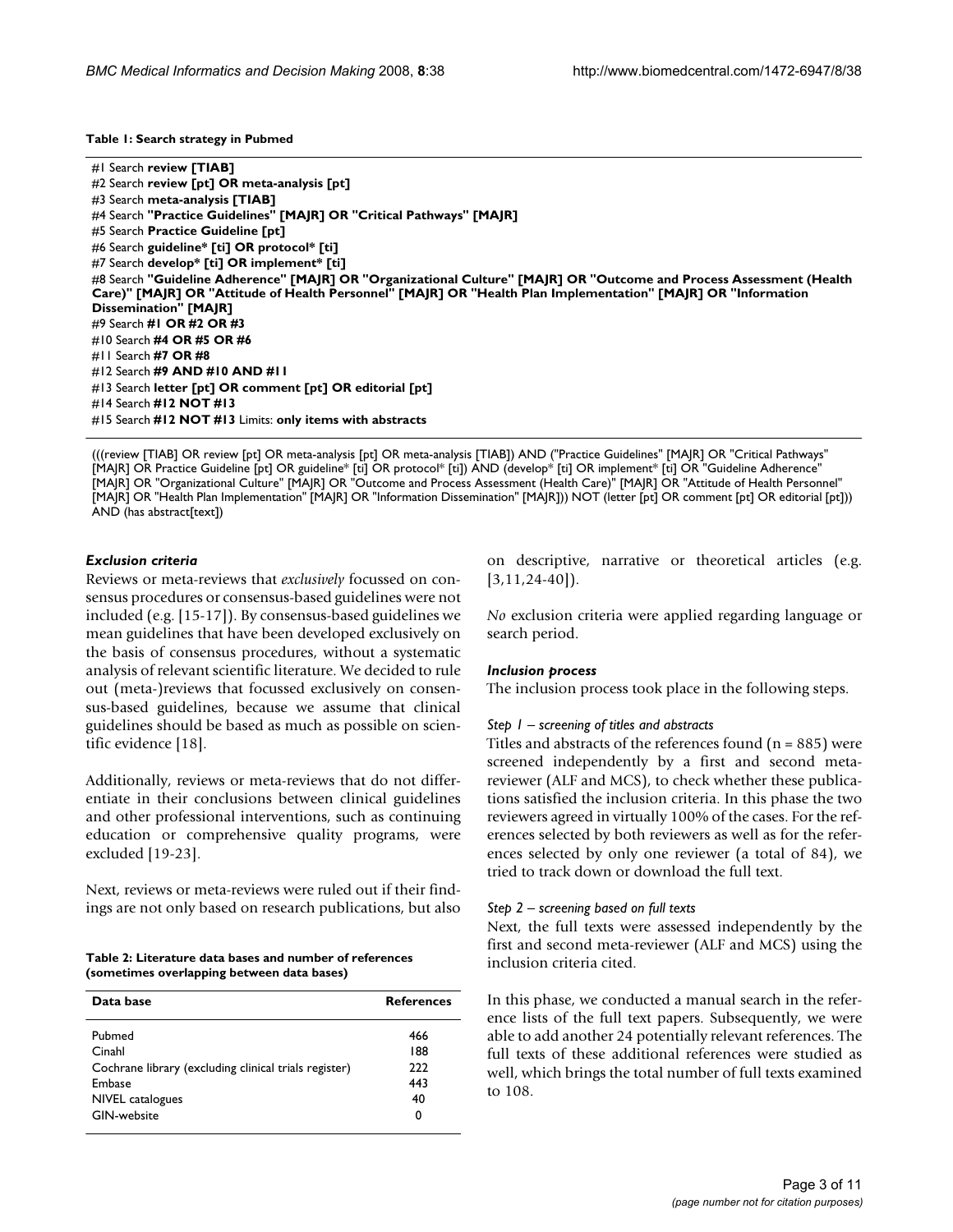**Table 1: Search strategy in Pubmed**

#1 Search **review [TIAB]**
#2 Search **review [pt] OR meta-analysis [pt]**
#3 Search **meta-analysis [TIAB]**
#4 Search **"Practice Guidelines" [MAJR] OR "Critical Pathways" [MAJR]**
#5 Search **Practice Guideline [pt]**
#6 Search **guideline* [ti] OR protocol* [ti]**
#7 Search **develop* [ti] OR implement* [ti]**
#8 Search **"Guideline Adherence" [MAJR] OR "Organizational Culture" [MAJR] OR "Outcome and Process Assessment (Health Care)" [MAJR] OR "Attitude of Health Personnel" [MAJR] OR "Health Plan Implementation" [MAJR] OR "Information Dissemination" [MAJR]**
#9 Search **#1 OR #2 OR #3**
#10 Search **#4 OR #5 OR #6**
#11 Search **#7 OR #8**
#12 Search **#9 AND #10 AND #11**
#13 Search **letter [pt] OR comment [pt] OR editorial [pt]**
#14 Search **#12 NOT #13**
#15 Search **#12 NOT #13** Limits: **only items with abstracts**

(((review [TIAB] OR review [pt] OR meta-analysis [pt] OR meta-analysis [TIAB]) AND ("Practice Guidelines" [MAJR] OR "Critical Pathways" [MAJR] OR Practice Guideline [pt] OR guideline* [ti] OR protocol* [ti]) AND (develop* [ti] OR implement* [ti] OR "Guideline Adherence" [MAJR] OR "Organizational Culture" [MAJR] OR "Outcome and Process Assessment (Health Care)" [MAJR] OR "Attitude of Health Personnel" [MAJR] OR "Health Plan Implementation" [MAJR] OR "Information Dissemination" [MAJR])) NOT (letter [pt] OR comment [pt] OR editorial [pt])) AND (has abstract[text])

### *Exclusion criteria*

Reviews or meta-reviews that *exclusively* focussed on consensus procedures or consensus-based guidelines were not included (e.g. [15-17]). By consensus-based guidelines we mean guidelines that have been developed exclusively on the basis of consensus procedures, without a systematic analysis of relevant scientific literature. We decided to rule out (meta-)reviews that focussed exclusively on consensus-based guidelines, because we assume that clinical guidelines should be based as much as possible on scientific evidence [18].

Additionally, reviews or meta-reviews that do not differentiate in their conclusions between clinical guidelines and other professional interventions, such as continuing education or comprehensive quality programs, were excluded [19-23].

Next, reviews or meta-reviews were ruled out if their findings are not only based on research publications, but also on descriptive, narrative or theoretical articles (e.g. [3,11,24-40]).

*No* exclusion criteria were applied regarding language or search period.

**Table 2: Literature data bases and number of references (sometimes overlapping between data bases)**

| Data base | References |
|---|---|
| Pubmed | 466 |
| Cinahl | 188 |
| Cochrane library (excluding clinical trials register) | 222 |
| Embase | 443 |
| NIVEL catalogues | 40 |
| GIN-website | 0 |

### *Inclusion process*

The inclusion process took place in the following steps.

#### *Step 1 – screening of titles and abstracts*

Titles and abstracts of the references found (n = 885) were screened independently by a first and second meta-reviewer (ALF and MCS), to check whether these publications satisfied the inclusion criteria. In this phase the two reviewers agreed in virtually 100% of the cases. For the references selected by both reviewers as well as for the references selected by only one reviewer (a total of 84), we tried to track down or download the full text.

#### *Step 2 – screening based on full texts*

Next, the full texts were assessed independently by the first and second meta-reviewer (ALF and MCS) using the inclusion criteria cited.

In this phase, we conducted a manual search in the reference lists of the full text papers. Subsequently, we were able to add another 24 potentially relevant references. The full texts of these additional references were studied as well, which brings the total number of full texts examined to 108.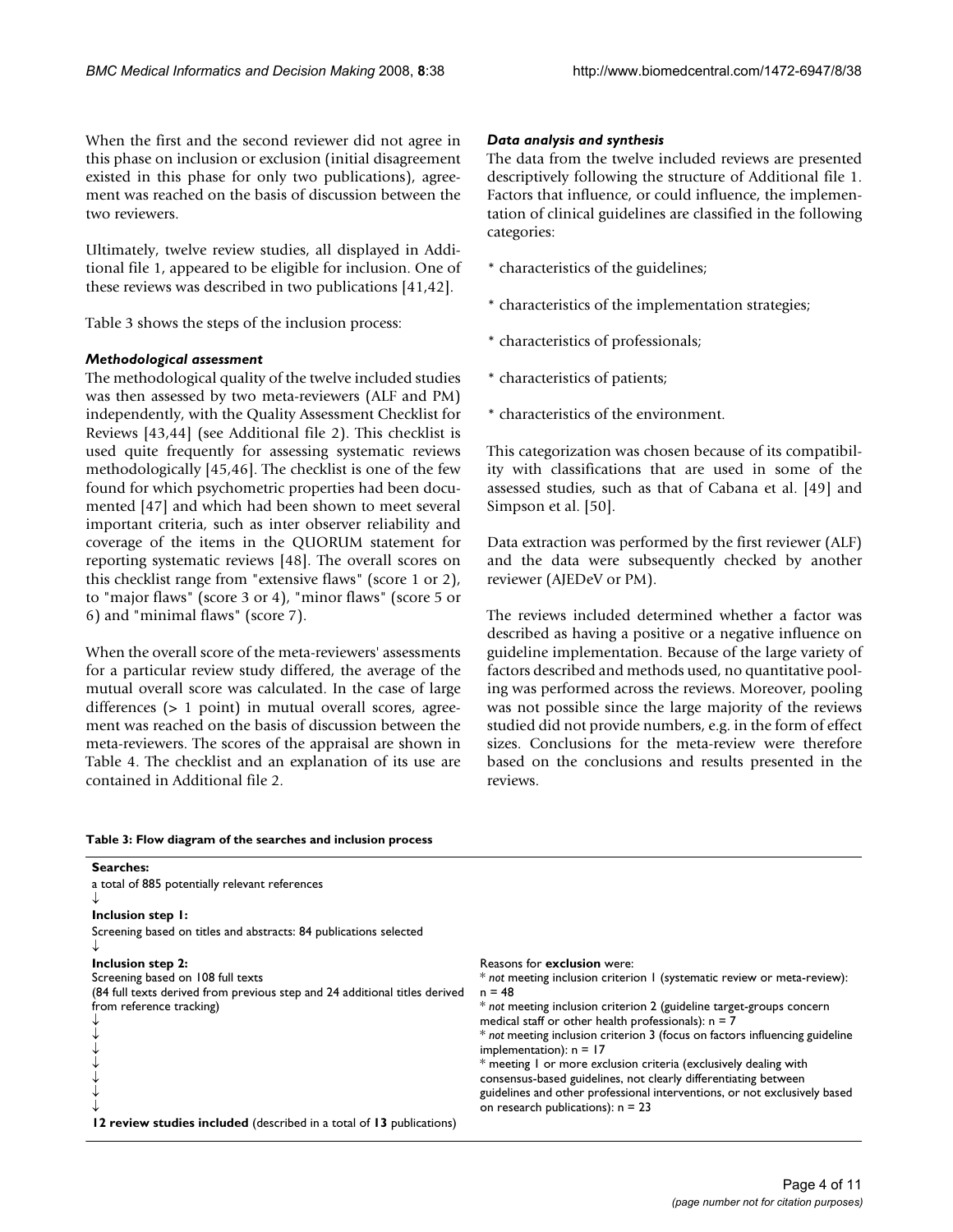When the first and the second reviewer did not agree in this phase on inclusion or exclusion (initial disagreement existed in this phase for only two publications), agreement was reached on the basis of discussion between the two reviewers.

Ultimately, twelve review studies, all displayed in Additional file 1, appeared to be eligible for inclusion. One of these reviews was described in two publications [41,42].

Table 3 shows the steps of the inclusion process:

#### *Methodological assessment*

The methodological quality of the twelve included studies was then assessed by two meta-reviewers (ALF and PM) independently, with the Quality Assessment Checklist for Reviews [43,44] (see Additional file 2). This checklist is used quite frequently for assessing systematic reviews methodologically [45,46]. The checklist is one of the few found for which psychometric properties had been documented [47] and which had been shown to meet several important criteria, such as inter observer reliability and coverage of the items in the QUORUM statement for reporting systematic reviews [48]. The overall scores on this checklist range from "extensive flaws" (score 1 or 2), to "major flaws" (score 3 or 4), "minor flaws" (score 5 or 6) and "minimal flaws" (score 7).

When the overall score of the meta-reviewers' assessments for a particular review study differed, the average of the mutual overall score was calculated. In the case of large differences (> 1 point) in mutual overall scores, agreement was reached on the basis of discussion between the meta-reviewers. The scores of the appraisal are shown in Table 4. The checklist and an explanation of its use are contained in Additional file 2.

#### *Data analysis and synthesis*

The data from the twelve included reviews are presented descriptively following the structure of Additional file 1. Factors that influence, or could influence, the implementation of clinical guidelines are classified in the following categories:

* characteristics of the guidelines;

* characteristics of the implementation strategies;

* characteristics of professionals;

* characteristics of patients;

* characteristics of the environment.

This categorization was chosen because of its compatibility with classifications that are used in some of the assessed studies, such as that of Cabana et al. [49] and Simpson et al. [50].

Data extraction was performed by the first reviewer (ALF) and the data were subsequently checked by another reviewer (AJEDeV or PM).

The reviews included determined whether a factor was described as having a positive or a negative influence on guideline implementation. Because of the large variety of factors described and methods used, no quantitative pooling was performed across the reviews. Moreover, pooling was not possible since the large majority of the reviews studied did not provide numbers, e.g. in the form of effect sizes. Conclusions for the meta-review were therefore based on the conclusions and results presented in the reviews.

**Table 3: Flow diagram of the searches and inclusion process**

| | |
|---|---|
| **Searches:**<br>a total of 885 potentially relevant references<br>↓ | |
| **Inclusion step 1:**<br>Screening based on titles and abstracts: 84 publications selected<br>↓ | |
| **Inclusion step 2:**<br>Screening based on 108 full texts<br>(84 full texts derived from previous step and 24 additional titles derived from reference tracking)<br>↓ | Reasons for **exclusion** were:<br>* *not* meeting inclusion criterion 1 (systematic review or meta-review): n = 48<br>* *not* meeting inclusion criterion 2 (guideline target-groups concern medical staff or other health professionals): n = 7<br>* *not* meeting inclusion criterion 3 (focus on factors influencing guideline implementation): n = 17<br>* meeting 1 or more exclusion criteria (exclusively dealing with consensus-based guidelines, not clearly differentiating between guidelines and other professional interventions, or not exclusively based on research publications): n = 23 |
| **12 review studies included** (described in a total of **13** publications) | |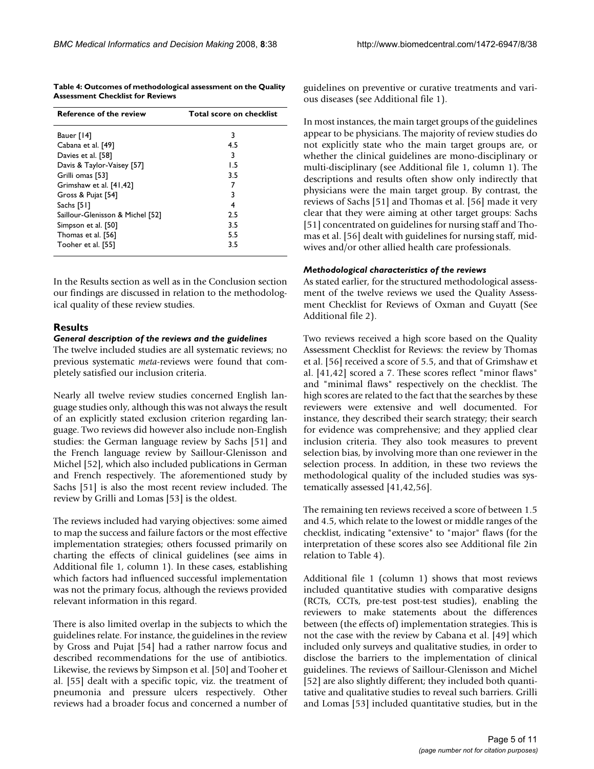**Table 4: Outcomes of methodological assessment on the Quality Assessment Checklist for Reviews**

| Reference of the review | Total score on checklist |
|---|---|
| Bauer [14] | 3 |
| Cabana et al. [49] | 4.5 |
| Davies et al. [58] | 3 |
| Davis & Taylor-Vaisey [57] | 1.5 |
| Grilli omas [53] | 3.5 |
| Grimshaw et al. [41,42] | 7 |
| Gross & Pujat [54] | 3 |
| Sachs [51] | 4 |
| Saillour-Glenisson & Michel [52] | 2.5 |
| Simpson et al. [50] | 3.5 |
| Thomas et al. [56] | 5.5 |
| Tooher et al. [55] | 3.5 |

In the Results section as well as in the Conclusion section our findings are discussed in relation to the methodological quality of these review studies.

## Results

### *General description of the reviews and the guidelines*

The twelve included studies are all systematic reviews; no previous systematic *meta*-reviews were found that completely satisfied our inclusion criteria.

Nearly all twelve review studies concerned English language studies only, although this was not always the result of an explicitly stated exclusion criterion regarding language. Two reviews did however also include non-English studies: the German language review by Sachs [51] and the French language review by Saillour-Glenisson and Michel [52], which also included publications in German and French respectively. The aforementioned study by Sachs [51] is also the most recent review included. The review by Grilli and Lomas [53] is the oldest.

The reviews included had varying objectives: some aimed to map the success and failure factors or the most effective implementation strategies; others focussed primarily on charting the effects of clinical guidelines (see aims in Additional file 1, column 1). In these cases, establishing which factors had influenced successful implementation was not the primary focus, although the reviews provided relevant information in this regard.

There is also limited overlap in the subjects to which the guidelines relate. For instance, the guidelines in the review by Gross and Pujat [54] had a rather narrow focus and described recommendations for the use of antibiotics. Likewise, the reviews by Simpson et al. [50] and Tooher et al. [55] dealt with a specific topic, viz. the treatment of pneumonia and pressure ulcers respectively. Other reviews had a broader focus and concerned a number of guidelines on preventive or curative treatments and various diseases (see Additional file 1).

In most instances, the main target groups of the guidelines appear to be physicians. The majority of review studies do not explicitly state who the main target groups are, or whether the clinical guidelines are mono-disciplinary or multi-disciplinary (see Additional file 1, column 1). The descriptions and results often show only indirectly that physicians were the main target group. By contrast, the reviews of Sachs [51] and Thomas et al. [56] made it very clear that they were aiming at other target groups: Sachs [51] concentrated on guidelines for nursing staff and Thomas et al. [56] dealt with guidelines for nursing staff, midwives and/or other allied health care professionals.

### *Methodological characteristics of the reviews*

As stated earlier, for the structured methodological assessment of the twelve reviews we used the Quality Assessment Checklist for Reviews of Oxman and Guyatt (See Additional file 2).

Two reviews received a high score based on the Quality Assessment Checklist for Reviews: the review by Thomas et al. [56] received a score of 5.5, and that of Grimshaw et al. [41,42] scored a 7. These scores reflect "minor flaws" and "minimal flaws" respectively on the checklist. The high scores are related to the fact that the searches by these reviewers were extensive and well documented. For instance, they described their search strategy; their search for evidence was comprehensive; and they applied clear inclusion criteria. They also took measures to prevent selection bias, by involving more than one reviewer in the selection process. In addition, in these two reviews the methodological quality of the included studies was systematically assessed [41,42,56].

The remaining ten reviews received a score of between 1.5 and 4.5, which relate to the lowest or middle ranges of the checklist, indicating "extensive" to "major" flaws (for the interpretation of these scores also see Additional file 2in relation to Table 4).

Additional file 1 (column 1) shows that most reviews included quantitative studies with comparative designs (RCTs, CCTs, pre-test post-test studies), enabling the reviewers to make statements about the differences between (the effects of) implementation strategies. This is not the case with the review by Cabana et al. [49] which included only surveys and qualitative studies, in order to disclose the barriers to the implementation of clinical guidelines. The reviews of Saillour-Glenisson and Michel [52] are also slightly different; they included both quantitative and qualitative studies to reveal such barriers. Grilli and Lomas [53] included quantitative studies, but in the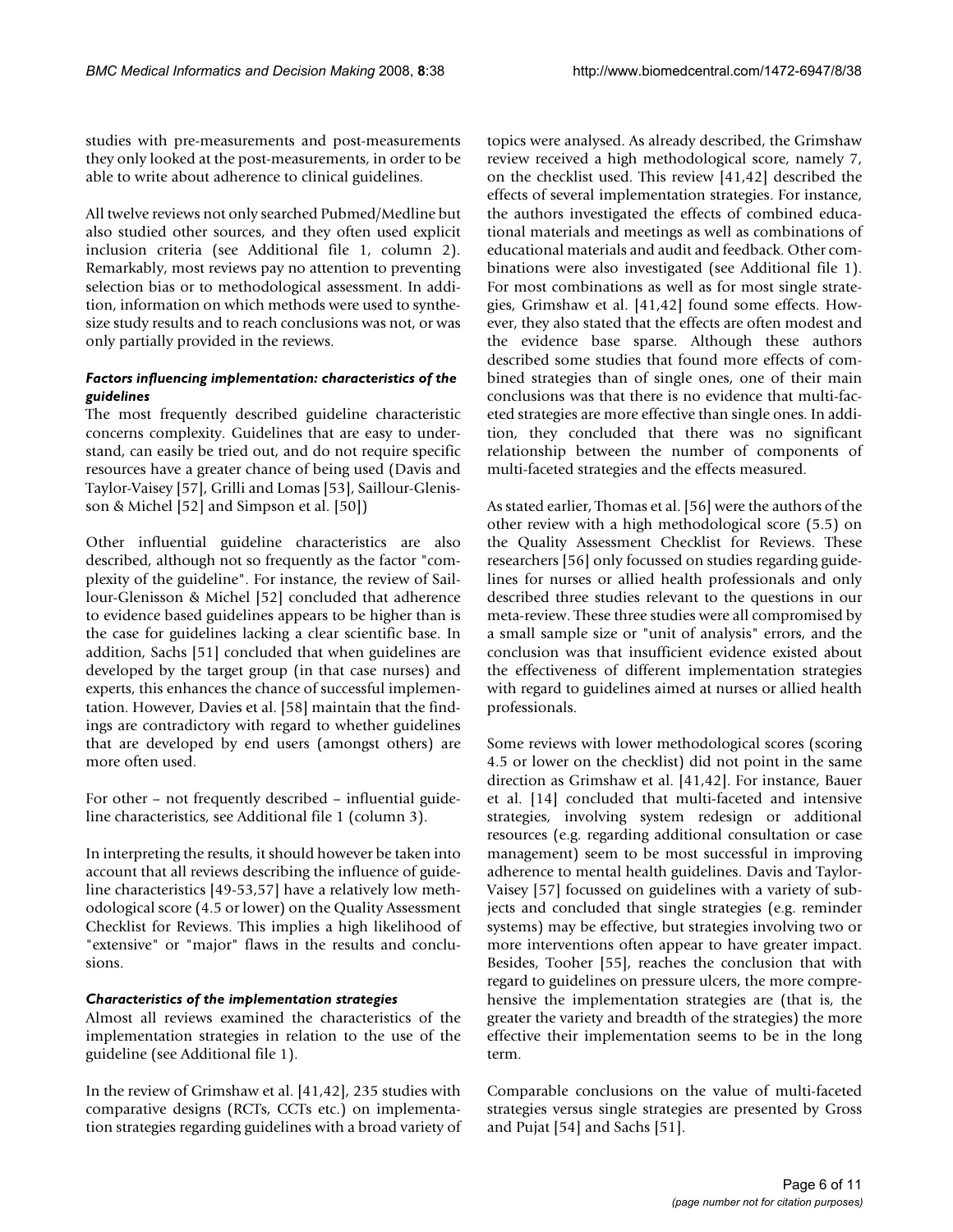studies with pre-measurements and post-measurements they only looked at the post-measurements, in order to be able to write about adherence to clinical guidelines.

All twelve reviews not only searched Pubmed/Medline but also studied other sources, and they often used explicit inclusion criteria (see Additional file 1, column 2). Remarkably, most reviews pay no attention to preventing selection bias or to methodological assessment. In addition, information on which methods were used to synthesize study results and to reach conclusions was not, or was only partially provided in the reviews.

### *Factors influencing implementation: characteristics of the guidelines*

The most frequently described guideline characteristic concerns complexity. Guidelines that are easy to understand, can easily be tried out, and do not require specific resources have a greater chance of being used (Davis and Taylor-Vaisey [57], Grilli and Lomas [53], Saillour-Glenisson & Michel [52] and Simpson et al. [50])

Other influential guideline characteristics are also described, although not so frequently as the factor "complexity of the guideline". For instance, the review of Saillour-Glenisson & Michel [52] concluded that adherence to evidence based guidelines appears to be higher than is the case for guidelines lacking a clear scientific base. In addition, Sachs [51] concluded that when guidelines are developed by the target group (in that case nurses) and experts, this enhances the chance of successful implementation. However, Davies et al. [58] maintain that the findings are contradictory with regard to whether guidelines that are developed by end users (amongst others) are more often used.

For other – not frequently described – influential guideline characteristics, see Additional file 1 (column 3).

In interpreting the results, it should however be taken into account that all reviews describing the influence of guideline characteristics [49-53,57] have a relatively low methodological score (4.5 or lower) on the Quality Assessment Checklist for Reviews. This implies a high likelihood of "extensive" or "major" flaws in the results and conclusions.

### *Characteristics of the implementation strategies*

Almost all reviews examined the characteristics of the implementation strategies in relation to the use of the guideline (see Additional file 1).

In the review of Grimshaw et al. [41,42], 235 studies with comparative designs (RCTs, CCTs etc.) on implementation strategies regarding guidelines with a broad variety of topics were analysed. As already described, the Grimshaw review received a high methodological score, namely 7, on the checklist used. This review [41,42] described the effects of several implementation strategies. For instance, the authors investigated the effects of combined educational materials and meetings as well as combinations of educational materials and audit and feedback. Other combinations were also investigated (see Additional file 1). For most combinations as well as for most single strategies, Grimshaw et al. [41,42] found some effects. However, they also stated that the effects are often modest and the evidence base sparse. Although these authors described some studies that found more effects of combined strategies than of single ones, one of their main conclusions was that there is no evidence that multi-faceted strategies are more effective than single ones. In addition, they concluded that there was no significant relationship between the number of components of multi-faceted strategies and the effects measured.

As stated earlier, Thomas et al. [56] were the authors of the other review with a high methodological score (5.5) on the Quality Assessment Checklist for Reviews. These researchers [56] only focussed on studies regarding guidelines for nurses or allied health professionals and only described three studies relevant to the questions in our meta-review. These three studies were all compromised by a small sample size or "unit of analysis" errors, and the conclusion was that insufficient evidence existed about the effectiveness of different implementation strategies with regard to guidelines aimed at nurses or allied health professionals.

Some reviews with lower methodological scores (scoring 4.5 or lower on the checklist) did not point in the same direction as Grimshaw et al. [41,42]. For instance, Bauer et al. [14] concluded that multi-faceted and intensive strategies, involving system redesign or additional resources (e.g. regarding additional consultation or case management) seem to be most successful in improving adherence to mental health guidelines. Davis and Taylor-Vaisey [57] focussed on guidelines with a variety of subjects and concluded that single strategies (e.g. reminder systems) may be effective, but strategies involving two or more interventions often appear to have greater impact. Besides, Tooher [55], reaches the conclusion that with regard to guidelines on pressure ulcers, the more comprehensive the implementation strategies are (that is, the greater the variety and breadth of the strategies) the more effective their implementation seems to be in the long term.

Comparable conclusions on the value of multi-faceted strategies versus single strategies are presented by Gross and Pujat [54] and Sachs [51].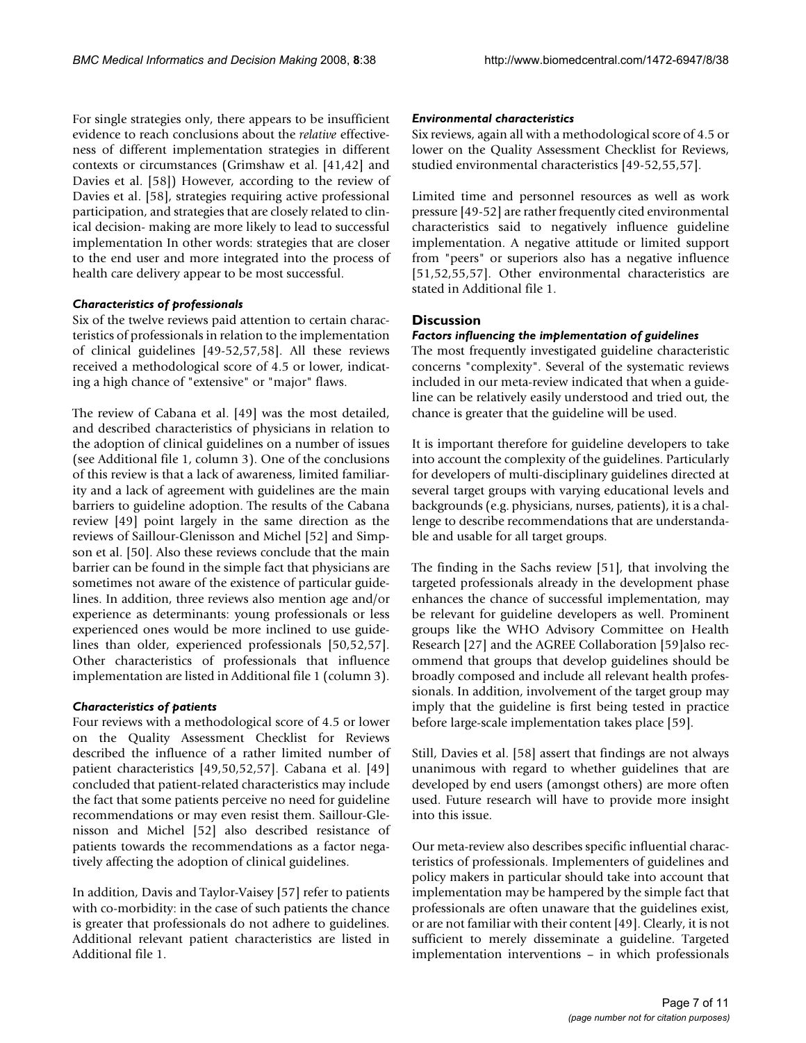For single strategies only, there appears to be insufficient evidence to reach conclusions about the *relative* effectiveness of different implementation strategies in different contexts or circumstances (Grimshaw et al. [41,42] and Davies et al. [58]) However, according to the review of Davies et al. [58], strategies requiring active professional participation, and strategies that are closely related to clinical decision- making are more likely to lead to successful implementation In other words: strategies that are closer to the end user and more integrated into the process of health care delivery appear to be most successful.

#### *Characteristics of professionals*

Six of the twelve reviews paid attention to certain characteristics of professionals in relation to the implementation of clinical guidelines [49-52,57,58]. All these reviews received a methodological score of 4.5 or lower, indicating a high chance of "extensive" or "major" flaws.

The review of Cabana et al. [49] was the most detailed, and described characteristics of physicians in relation to the adoption of clinical guidelines on a number of issues (see Additional file 1, column 3). One of the conclusions of this review is that a lack of awareness, limited familiarity and a lack of agreement with guidelines are the main barriers to guideline adoption. The results of the Cabana review [49] point largely in the same direction as the reviews of Saillour-Glenisson and Michel [52] and Simpson et al. [50]. Also these reviews conclude that the main barrier can be found in the simple fact that physicians are sometimes not aware of the existence of particular guidelines. In addition, three reviews also mention age and/or experience as determinants: young professionals or less experienced ones would be more inclined to use guidelines than older, experienced professionals [50,52,57]. Other characteristics of professionals that influence implementation are listed in Additional file 1 (column 3).

#### *Characteristics of patients*

Four reviews with a methodological score of 4.5 or lower on the Quality Assessment Checklist for Reviews described the influence of a rather limited number of patient characteristics [49,50,52,57]. Cabana et al. [49] concluded that patient-related characteristics may include the fact that some patients perceive no need for guideline recommendations or may even resist them. Saillour-Glenisson and Michel [52] also described resistance of patients towards the recommendations as a factor negatively affecting the adoption of clinical guidelines.

In addition, Davis and Taylor-Vaisey [57] refer to patients with co-morbidity: in the case of such patients the chance is greater that professionals do not adhere to guidelines. Additional relevant patient characteristics are listed in Additional file 1.

#### *Environmental characteristics*

Six reviews, again all with a methodological score of 4.5 or lower on the Quality Assessment Checklist for Reviews, studied environmental characteristics [49-52,55,57].

Limited time and personnel resources as well as work pressure [49-52] are rather frequently cited environmental characteristics said to negatively influence guideline implementation. A negative attitude or limited support from "peers" or superiors also has a negative influence [51,52,55,57]. Other environmental characteristics are stated in Additional file 1.

## Discussion

#### *Factors influencing the implementation of guidelines*

The most frequently investigated guideline characteristic concerns "complexity". Several of the systematic reviews included in our meta-review indicated that when a guideline can be relatively easily understood and tried out, the chance is greater that the guideline will be used.

It is important therefore for guideline developers to take into account the complexity of the guidelines. Particularly for developers of multi-disciplinary guidelines directed at several target groups with varying educational levels and backgrounds (e.g. physicians, nurses, patients), it is a challenge to describe recommendations that are understandable and usable for all target groups.

The finding in the Sachs review [51], that involving the targeted professionals already in the development phase enhances the chance of successful implementation, may be relevant for guideline developers as well. Prominent groups like the WHO Advisory Committee on Health Research [27] and the AGREE Collaboration [59]also recommend that groups that develop guidelines should be broadly composed and include all relevant health professionals. In addition, involvement of the target group may imply that the guideline is first being tested in practice before large-scale implementation takes place [59].

Still, Davies et al. [58] assert that findings are not always unanimous with regard to whether guidelines that are developed by end users (amongst others) are more often used. Future research will have to provide more insight into this issue.

Our meta-review also describes specific influential characteristics of professionals. Implementers of guidelines and policy makers in particular should take into account that implementation may be hampered by the simple fact that professionals are often unaware that the guidelines exist, or are not familiar with their content [49]. Clearly, it is not sufficient to merely disseminate a guideline. Targeted implementation interventions – in which professionals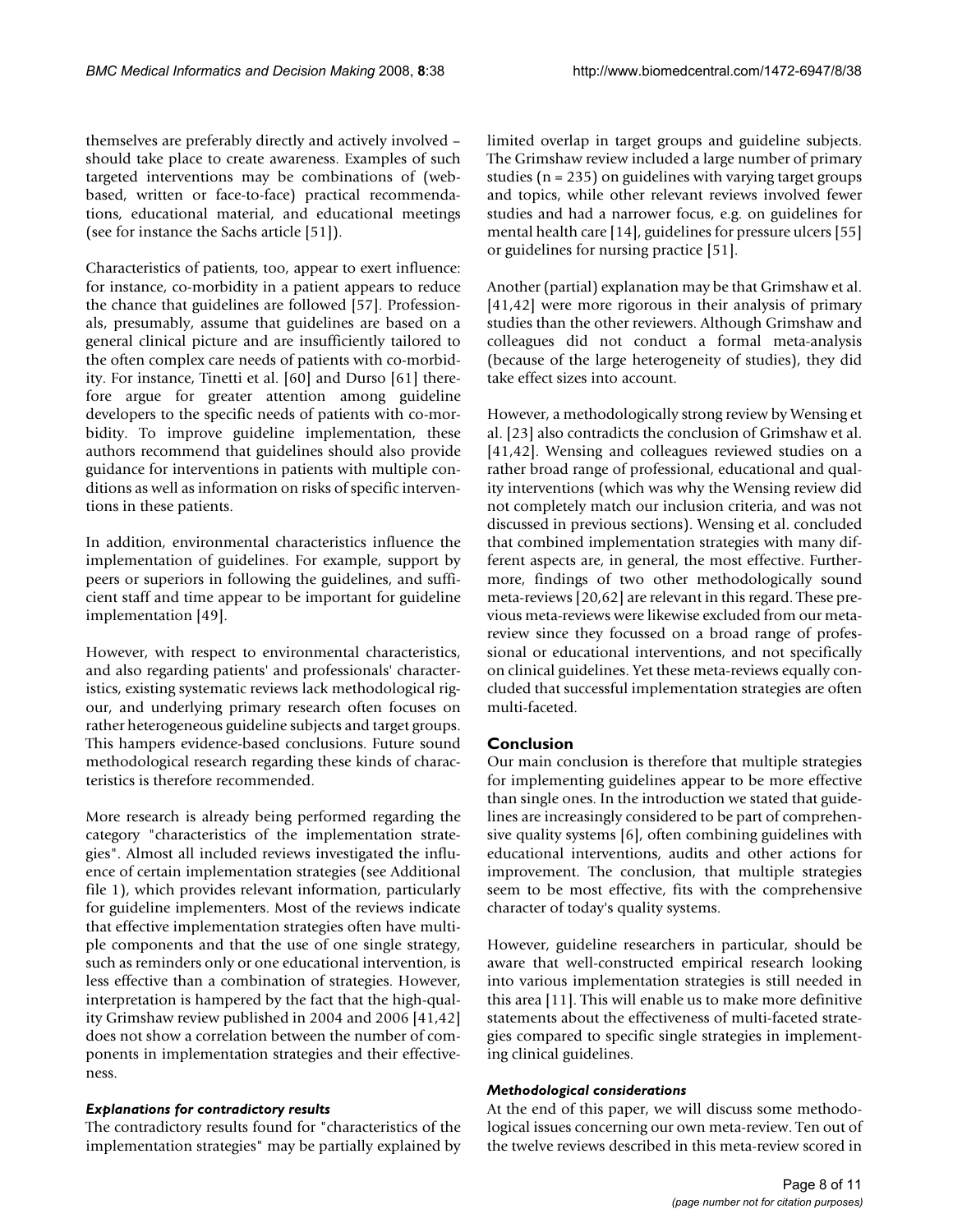themselves are preferably directly and actively involved – should take place to create awareness. Examples of such targeted interventions may be combinations of (web-based, written or face-to-face) practical recommendations, educational material, and educational meetings (see for instance the Sachs article [51]).

Characteristics of patients, too, appear to exert influence: for instance, co-morbidity in a patient appears to reduce the chance that guidelines are followed [57]. Professionals, presumably, assume that guidelines are based on a general clinical picture and are insufficiently tailored to the often complex care needs of patients with co-morbidity. For instance, Tinetti et al. [60] and Durso [61] therefore argue for greater attention among guideline developers to the specific needs of patients with co-morbidity. To improve guideline implementation, these authors recommend that guidelines should also provide guidance for interventions in patients with multiple conditions as well as information on risks of specific interventions in these patients.

In addition, environmental characteristics influence the implementation of guidelines. For example, support by peers or superiors in following the guidelines, and sufficient staff and time appear to be important for guideline implementation [49].

However, with respect to environmental characteristics, and also regarding patients' and professionals' characteristics, existing systematic reviews lack methodological rigour, and underlying primary research often focuses on rather heterogeneous guideline subjects and target groups. This hampers evidence-based conclusions. Future sound methodological research regarding these kinds of characteristics is therefore recommended.

More research is already being performed regarding the category "characteristics of the implementation strategies". Almost all included reviews investigated the influence of certain implementation strategies (see Additional file 1), which provides relevant information, particularly for guideline implementers. Most of the reviews indicate that effective implementation strategies often have multiple components and that the use of one single strategy, such as reminders only or one educational intervention, is less effective than a combination of strategies. However, interpretation is hampered by the fact that the high-quality Grimshaw review published in 2004 and 2006 [41,42] does not show a correlation between the number of components in implementation strategies and their effectiveness.

### *Explanations for contradictory results*

The contradictory results found for "characteristics of the implementation strategies" may be partially explained by limited overlap in target groups and guideline subjects. The Grimshaw review included a large number of primary studies (n = 235) on guidelines with varying target groups and topics, while other relevant reviews involved fewer studies and had a narrower focus, e.g. on guidelines for mental health care [14], guidelines for pressure ulcers [55] or guidelines for nursing practice [51].

Another (partial) explanation may be that Grimshaw et al. [41,42] were more rigorous in their analysis of primary studies than the other reviewers. Although Grimshaw and colleagues did not conduct a formal meta-analysis (because of the large heterogeneity of studies), they did take effect sizes into account.

However, a methodologically strong review by Wensing et al. [23] also contradicts the conclusion of Grimshaw et al. [41,42]. Wensing and colleagues reviewed studies on a rather broad range of professional, educational and quality interventions (which was why the Wensing review did not completely match our inclusion criteria, and was not discussed in previous sections). Wensing et al. concluded that combined implementation strategies with many different aspects are, in general, the most effective. Furthermore, findings of two other methodologically sound meta-reviews [20,62] are relevant in this regard. These previous meta-reviews were likewise excluded from our meta-review since they focussed on a broad range of professional or educational interventions, and not specifically on clinical guidelines. Yet these meta-reviews equally concluded that successful implementation strategies are often multi-faceted.

## Conclusion

Our main conclusion is therefore that multiple strategies for implementing guidelines appear to be more effective than single ones. In the introduction we stated that guidelines are increasingly considered to be part of comprehensive quality systems [6], often combining guidelines with educational interventions, audits and other actions for improvement. The conclusion, that multiple strategies seem to be most effective, fits with the comprehensive character of today's quality systems.

However, guideline researchers in particular, should be aware that well-constructed empirical research looking into various implementation strategies is still needed in this area [11]. This will enable us to make more definitive statements about the effectiveness of multi-faceted strategies compared to specific single strategies in implementing clinical guidelines.

### *Methodological considerations*

At the end of this paper, we will discuss some methodological issues concerning our own meta-review. Ten out of the twelve reviews described in this meta-review scored in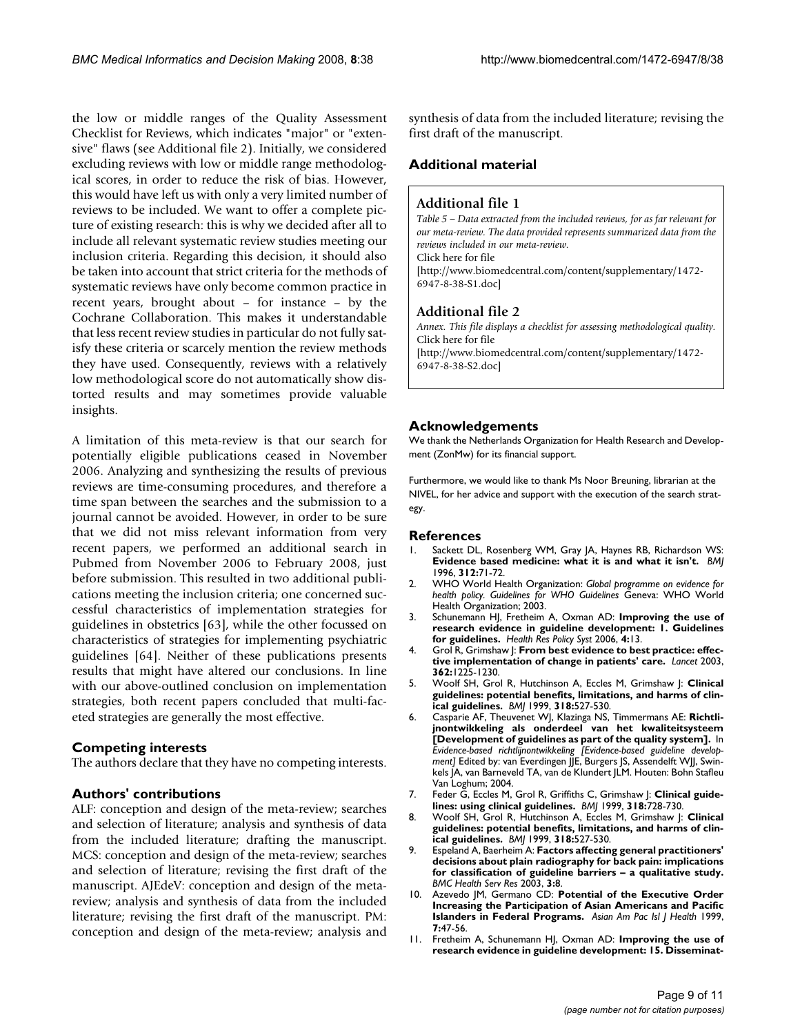the low or middle ranges of the Quality Assessment Checklist for Reviews, which indicates "major" or "extensive" flaws (see Additional file 2). Initially, we considered excluding reviews with low or middle range methodological scores, in order to reduce the risk of bias. However, this would have left us with only a very limited number of reviews to be included. We want to offer a complete picture of existing research: this is why we decided after all to include all relevant systematic review studies meeting our inclusion criteria. Regarding this decision, it should also be taken into account that strict criteria for the methods of systematic reviews have only become common practice in recent years, brought about – for instance – by the Cochrane Collaboration. This makes it understandable that less recent review studies in particular do not fully satisfy these criteria or scarcely mention the review methods they have used. Consequently, reviews with a relatively low methodological score do not automatically show distorted results and may sometimes provide valuable insights.

A limitation of this meta-review is that our search for potentially eligible publications ceased in November 2006. Analyzing and synthesizing the results of previous reviews are time-consuming procedures, and therefore a time span between the searches and the submission to a journal cannot be avoided. However, in order to be sure that we did not miss relevant information from very recent papers, we performed an additional search in Pubmed from November 2006 to February 2008, just before submission. This resulted in two additional publications meeting the inclusion criteria; one concerned successful characteristics of implementation strategies for guidelines in obstetrics [63], while the other focussed on characteristics of strategies for implementing psychiatric guidelines [64]. Neither of these publications presents results that might have altered our conclusions. In line with our above-outlined conclusion on implementation strategies, both recent papers concluded that multi-faceted strategies are generally the most effective.

## Competing interests

The authors declare that they have no competing interests.

## Authors' contributions

ALF: conception and design of the meta-review; searches and selection of literature; analysis and synthesis of data from the included literature; drafting the manuscript. MCS: conception and design of the meta-review; searches and selection of literature; revising the first draft of the manuscript. AJEdeV: conception and design of the meta-review; analysis and synthesis of data from the included literature; revising the first draft of the manuscript. PM: conception and design of the meta-review; analysis and synthesis of data from the included literature; revising the first draft of the manuscript.

## Additional material

### Additional file 1

*Table 5 – Data extracted from the included reviews, for as far relevant for our meta-review. The data provided represents summarized data from the reviews included in our meta-review.*
Click here for file
[http://www.biomedcentral.com/content/supplementary/1472-6947-8-38-S1.doc]

### Additional file 2

*Annex. This file displays a checklist for assessing methodological quality.*
Click here for file
[http://www.biomedcentral.com/content/supplementary/1472-6947-8-38-S2.doc]

## Acknowledgements

We thank the Netherlands Organization for Health Research and Development (ZonMw) for its financial support.

Furthermore, we would like to thank Ms Noor Breuning, librarian at the NIVEL, for her advice and support with the execution of the search strategy.

## References

1. Sackett DL, Rosenberg WM, Gray JA, Haynes RB, Richardson WS: **Evidence based medicine: what it is and what it isn't.** *BMJ* 1996, **312:**71-72.
2. WHO World Health Organization: *Global programme on evidence for health policy. Guidelines for WHO Guidelines* Geneva: WHO World Health Organization; 2003.
3. Schunemann HJ, Fretheim A, Oxman AD: **Improving the use of research evidence in guideline development: 1. Guidelines for guidelines.** *Health Res Policy Syst* 2006, **4:**13.
4. Grol R, Grimshaw J: **From best evidence to best practice: effective implementation of change in patients' care.** *Lancet* 2003, **362:**1225-1230.
5. Woolf SH, Grol R, Hutchinson A, Eccles M, Grimshaw J: **Clinical guidelines: potential benefits, limitations, and harms of clinical guidelines.** *BMJ* 1999, **318:**527-530.
6. Casparie AF, Theuvenet WJ, Klazinga NS, Timmermans AE: **Richtlijnontwikkeling als onderdeel van het kwaliteitsysteem [Development of guidelines as part of the quality system].** In *Evidence-based richtlijnontwikkeling [Evidence-based guideline development]* Edited by: van Everdingen JJE, Burgers JS, Assendelft WJJ, Swinkels JA, van Barneveld TA, van de Klundert JLM. Houten: Bohn Stafleu Van Loghum; 2004.
7. Feder G, Eccles M, Grol R, Griffiths C, Grimshaw J: **Clinical guidelines: using clinical guidelines.** *BMJ* 1999, **318:**728-730.
8. Woolf SH, Grol R, Hutchinson A, Eccles M, Grimshaw J: **Clinical guidelines: potential benefits, limitations, and harms of clinical guidelines.** *BMJ* 1999, **318:**527-530.
9. Espeland A, Baerheim A: **Factors affecting general practitioners' decisions about plain radiography for back pain: implications for classification of guideline barriers – a qualitative study.** *BMC Health Serv Res* 2003, **3:**8.
10. Azevedo JM, Germano CD: **Potential of the Executive Order Increasing the Participation of Asian Americans and Pacific Islanders in Federal Programs.** *Asian Am Pac Isl J Health* 1999, **7:**47-56.
11. Fretheim A, Schunemann HJ, Oxman AD: **Improving the use of research evidence in guideline development: 15. Disseminat-**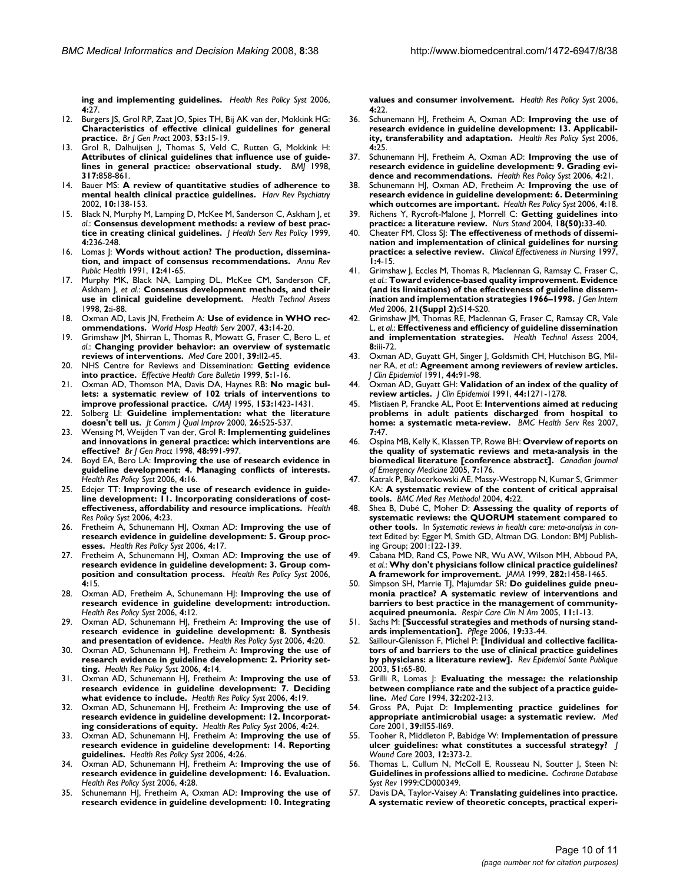**ing and implementing guidelines.** *Health Res Policy Syst* 2006, **4**:27.

12. Burgers JS, Grol RP, Zaat JO, Spies TH, Bij AK van der, Mokkink HG: **Characteristics of effective clinical guidelines for general practice.** *Br J Gen Pract* 2003, **53**:15-19.
13. Grol R, Dalhuijsen J, Thomas S, Veld C, Rutten G, Mokkink H: **Attributes of clinical guidelines that influence use of guidelines in general practice: observational study.** *BMJ* 1998, **317**:858-861.
14. Bauer MS: **A review of quantitative studies of adherence to mental health clinical practice guidelines.** *Harv Rev Psychiatry* 2002, **10**:138-153.
15. Black N, Murphy M, Lamping D, McKee M, Sanderson C, Askham J, *et al.*: **Consensus development methods: a review of best practice in creating clinical guidelines.** *J Health Serv Res Policy* 1999, **4**:236-248.
16. Lomas J: **Words without action? The production, dissemination, and impact of consensus recommendations.** *Annu Rev Public Health* 1991, **12**:41-65.
17. Murphy MK, Black NA, Lamping DL, McKee CM, Sanderson CF, Askham J, *et al.*: **Consensus development methods, and their use in clinical guideline development.** *Health Technol Assess* 1998, **2**:i-88.
18. Oxman AD, Lavis JN, Fretheim A: **Use of evidence in WHO recommendations.** *World Hosp Health Serv* 2007, **43**:14-20.
19. Grimshaw JM, Shirran L, Thomas R, Mowatt G, Fraser C, Bero L, *et al.*: **Changing provider behavior: an overview of systematic reviews of interventions.** *Med Care* 2001, **39**:II2-45.
20. NHS Centre for Reviews and Dissemination: **Getting evidence into practice.** *Effective Health Care Bulletin* 1999, **5**:1-16.
21. Oxman AD, Thomson MA, Davis DA, Haynes RB: **No magic bullets: a systematic review of 102 trials of interventions to improve professional practice.** *CMAJ* 1995, **153**:1423-1431.
22. Solberg LI: **Guideline implementation: what the literature doesn't tell us.** *Jt Comm J Qual Improv* 2000, **26**:525-537.
23. Wensing M, Weijden T van der, Grol R: **Implementing guidelines and innovations in general practice: which interventions are effective?** *Br J Gen Pract* 1998, **48**:991-997.
24. Boyd EA, Bero LA: **Improving the use of research evidence in guideline development: 4. Managing conflicts of interests.** *Health Res Policy Syst* 2006, **4**:16.
25. Edejer TT: **Improving the use of research evidence in guideline development: 11. Incorporating considerations of cost-effectiveness, affordability and resource implications.** *Health Res Policy Syst* 2006, **4**:23.
26. Fretheim A, Schunemann HJ, Oxman AD: **Improving the use of research evidence in guideline development: 5. Group processes.** *Health Res Policy Syst* 2006, **4**:17.
27. Fretheim A, Schunemann HJ, Oxman AD: **Improving the use of research evidence in guideline development: 3. Group composition and consultation process.** *Health Res Policy Syst* 2006, **4**:15.
28. Oxman AD, Fretheim A, Schunemann HJ: **Improving the use of research evidence in guideline development: introduction.** *Health Res Policy Syst* 2006, **4**:12.
29. Oxman AD, Schunemann HJ, Fretheim A: **Improving the use of research evidence in guideline development: 8. Synthesis and presentation of evidence.** *Health Res Policy Syst* 2006, **4**:20.
30. Oxman AD, Schunemann HJ, Fretheim A: **Improving the use of research evidence in guideline development: 2. Priority setting.** *Health Res Policy Syst* 2006, **4**:14.
31. Oxman AD, Schunemann HJ, Fretheim A: **Improving the use of research evidence in guideline development: 7. Deciding what evidence to include.** *Health Res Policy Syst* 2006, **4**:19.
32. Oxman AD, Schunemann HJ, Fretheim A: **Improving the use of research evidence in guideline development: 12. Incorporating considerations of equity.** *Health Res Policy Syst* 2006, **4**:24.
33. Oxman AD, Schunemann HJ, Fretheim A: **Improving the use of research evidence in guideline development: 14. Reporting guidelines.** *Health Res Policy Syst* 2006, **4**:26.
34. Oxman AD, Schunemann HJ, Fretheim A: **Improving the use of research evidence in guideline development: 16. Evaluation.** *Health Res Policy Syst* 2006, **4**:28.
35. Schunemann HJ, Fretheim A, Oxman AD: **Improving the use of research evidence in guideline development: 10. Integrating values and consumer involvement.** *Health Res Policy Syst* 2006, **4**:22.
36. Schunemann HJ, Fretheim A, Oxman AD: **Improving the use of research evidence in guideline development: 13. Applicability, transferability and adaptation.** *Health Res Policy Syst* 2006, **4**:25.
37. Schunemann HJ, Fretheim A, Oxman AD: **Improving the use of research evidence in guideline development: 9. Grading evidence and recommendations.** *Health Res Policy Syst* 2006, **4**:21.
38. Schunemann HJ, Oxman AD, Fretheim A: **Improving the use of research evidence in guideline development: 6. Determining which outcomes are important.** *Health Res Policy Syst* 2006, **4**:18.
39. Richens Y, Rycroft-Malone J, Morrell C: **Getting guidelines into practice: a literature review.** *Nurs Stand* 2004, **18(50)**:33-40.
40. Cheater FM, Closs SJ: **The effectiveness of methods of dissemination and implementation of clinical guidelines for nursing practice: a selective review.** *Clinical Effectiveness in Nursing* 1997, **1**:4-15.
41. Grimshaw J, Eccles M, Thomas R, Maclennan G, Ramsay C, Fraser C, *et al.*: **Toward evidence-based quality improvement. Evidence (and its limitations) of the effectiveness of guideline dissemination and implementation strategies 1966–1998.** *J Gen Intern Med* 2006, **21(Suppl 2)**:S14-S20.
42. Grimshaw JM, Thomas RE, Maclennan G, Fraser C, Ramsay CR, Vale L, *et al.*: **Effectiveness and efficiency of guideline dissemination and implementation strategies.** *Health Technol Assess* 2004, **8**:iii-72.
43. Oxman AD, Guyatt GH, Singer J, Goldsmith CH, Hutchison BG, Milner RA, *et al.*: **Agreement among reviewers of review articles.** *J Clin Epidemiol* 1991, **44**:91-98.
44. Oxman AD, Guyatt GH: **Validation of an index of the quality of review articles.** *J Clin Epidemiol* 1991, **44**:1271-1278.
45. Mistiaen P, Francke AL, Poot E: **Interventions aimed at reducing problems in adult patients discharged from hospital to home: a systematic meta-review.** *BMC Health Serv Res* 2007, **7**:47.
46. Ospina MB, Kelly K, Klassen TP, Rowe BH: **Overview of reports on the quality of systematic reviews and meta-analysis in the biomedical literature [conference abstract].** *Canadian Journal of Emergency Medicine* 2005, **7**:176.
47. Katrak P, Bialocerkowski AE, Massy-Westropp N, Kumar S, Grimmer KA: **A systematic review of the content of critical appraisal tools.** *BMC Med Res Methodol* 2004, **4**:22.
48. Shea B, Dubé C, Moher D: **Assessing the quality of reports of systematic reviews: the QUORUM statement compared to other tools.** In *Systematic reviews in health care: meta-analysis in context* Edited by: Egger M, Smith GD, Altman DG. London: BMJ Publishing Group; 2001:122-139.
49. Cabana MD, Rand CS, Powe NR, Wu AW, Wilson MH, Abboud PA, *et al.*: **Why don't physicians follow clinical practice guidelines? A framework for improvement.** *JAMA* 1999, **282**:1458-1465.
50. Simpson SH, Marrie TJ, Majumdar SR: **Do guidelines guide pneumonia practice? A systematic review of interventions and barriers to best practice in the management of community-acquired pneumonia.** *Respir Care Clin N Am* 2005, **11**:1-13.
51. Sachs M: **[Successful strategies and methods of nursing standards implementation].** *Pflege* 2006, **19**:33-44.
52. Saillour-Glenisson F, Michel P: **[Individual and collective facilitators of and barriers to the use of clinical practice guidelines by physicians: a literature review].** *Rev Epidemiol Sante Publique* 2003, **51**:65-80.
53. Grilli R, Lomas J: **Evaluating the message: the relationship between compliance rate and the subject of a practice guideline.** *Med Care* 1994, **32**:202-213.
54. Gross PA, Pujat D: **Implementing practice guidelines for appropriate antimicrobial usage: a systematic review.** *Med Care* 2001, **39**:II55-II69.
55. Tooher R, Middleton P, Babidge W: **Implementation of pressure ulcer guidelines: what constitutes a successful strategy?** *J Wound Care* 2003, **12**:373-2.
56. Thomas L, Cullum N, McColl E, Rousseau N, Soutter J, Steen N: **Guidelines in professions allied to medicine.** *Cochrane Database Syst Rev* 1999:CD000349.
57. Davis DA, Taylor-Vaisey A: **Translating guidelines into practice. A systematic review of theoretic concepts, practical experi-**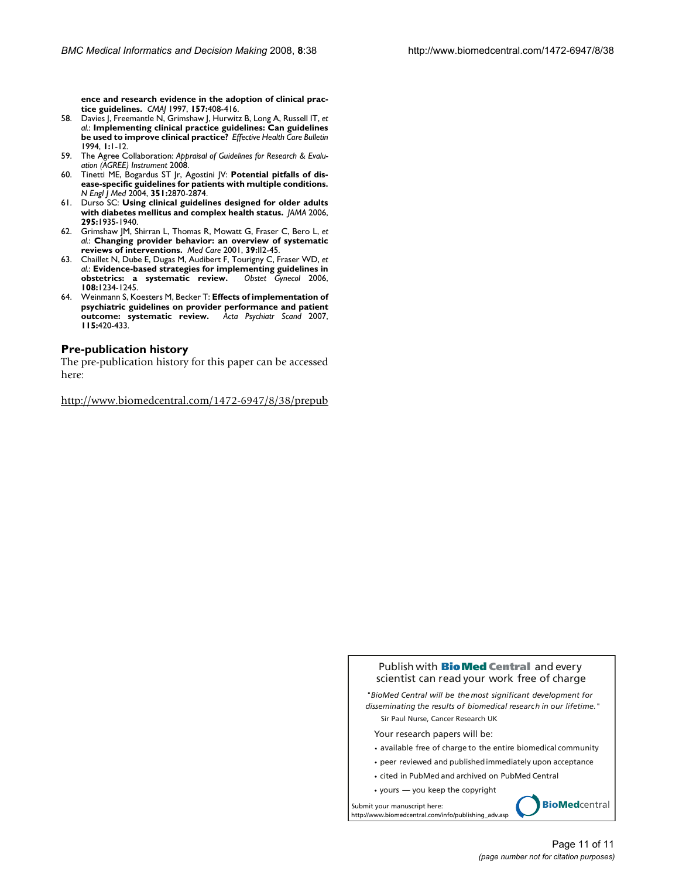**ence and research evidence in the adoption of clinical practice guidelines.** *CMAJ* 1997, **157:**408-416.

58. Davies J, Freemantle N, Grimshaw J, Hurwitz B, Long A, Russell IT, *et al.*: **Implementing clinical practice guidelines: Can guidelines be used to improve clinical practice?** *Effective Health Care Bulletin* 1994, **1:**1-12.
59. The Agree Collaboration: *Appraisal of Guidelines for Research & Evaluation (AGREE) Instrument* 2008.
60. Tinetti ME, Bogardus ST Jr, Agostini JV: **Potential pitfalls of disease-specific guidelines for patients with multiple conditions.** *N Engl J Med* 2004, **351:**2870-2874.
61. Durso SC: **Using clinical guidelines designed for older adults with diabetes mellitus and complex health status.** *JAMA* 2006, **295:**1935-1940.
62. Grimshaw JM, Shirran L, Thomas R, Mowatt G, Fraser C, Bero L, *et al.*: **Changing provider behavior: an overview of systematic reviews of interventions.** *Med Care* 2001, **39:**II2-45.
63. Chaillet N, Dube E, Dugas M, Audibert F, Tourigny C, Fraser WD, *et al.*: **Evidence-based strategies for implementing guidelines in obstetrics: a systematic review.** *Obstet Gynecol* 2006, **108:**1234-1245.
64. Weinmann S, Koesters M, Becker T: **Effects of implementation of psychiatric guidelines on provider performance and patient outcome: systematic review.** *Acta Psychiatr Scand* 2007, **115:**420-433.

## Pre-publication history

The pre-publication history for this paper can be accessed here:

http://www.biomedcentral.com/1472-6947/8/38/prepub

Publish with **BioMed Central** and every scientist can read your work free of charge

*"BioMed Central will be the most significant development for disseminating the results of biomedical research in our lifetime."*

Sir Paul Nurse, Cancer Research UK

Your research papers will be:

- available free of charge to the entire biomedical community
- peer reviewed and published immediately upon acceptance
- cited in PubMed and archived on PubMed Central
- yours — you keep the copyright

Submit your manuscript here:
http://www.biomedcentral.com/info/publishing_adv.asp

**BioMed**central